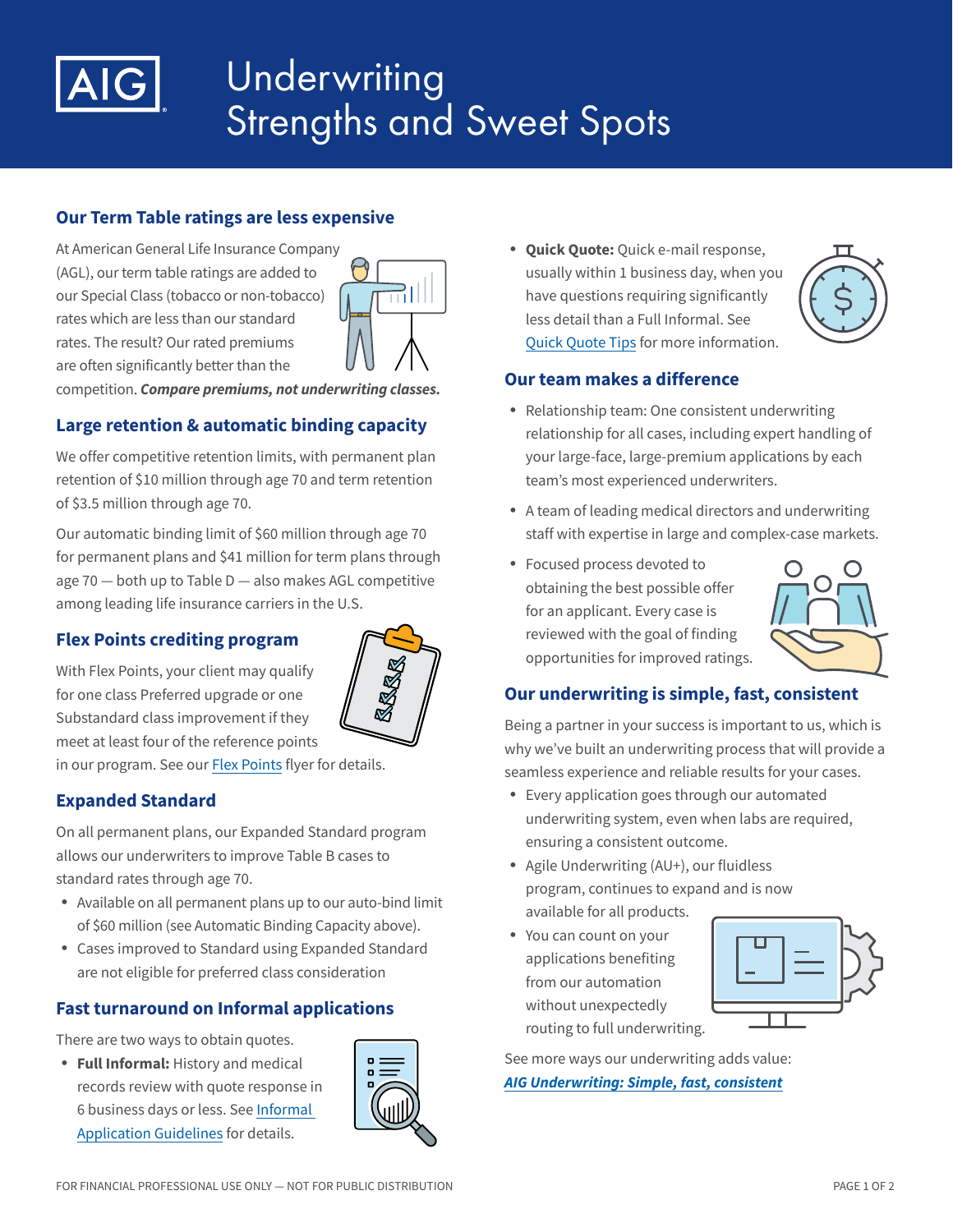# Underwriting Strengths and Sweet Spots

## Our Term Table ratings are less expensive

At American General Life Insurance Company (AGL), our term table ratings are added to our Special Class (tobacco or non-tobacco) rates which are less than our standard rates. The result? Our rated premiums are often significantly better than the competition. ***Compare premiums, not underwriting classes.***

## Large retention & automatic binding capacity

We offer competitive retention limits, with permanent plan retention of $10 million through age 70 and term retention of $3.5 million through age 70.

Our automatic binding limit of $60 million through age 70 for permanent plans and $41 million for term plans through age 70 — both up to Table D — also makes AGL competitive among leading life insurance carriers in the U.S.

## Flex Points crediting program

With Flex Points, your client may qualify for one class Preferred upgrade or one Substandard class improvement if they meet at least four of the reference points in our program. See our Flex Points flyer for details.

## Expanded Standard

On all permanent plans, our Expanded Standard program allows our underwriters to improve Table B cases to standard rates through age 70.

- Available on all permanent plans up to our auto-bind limit of $60 million (see Automatic Binding Capacity above).
- Cases improved to Standard using Expanded Standard are not eligible for preferred class consideration

## Fast turnaround on Informal applications

There are two ways to obtain quotes.

- **Full Informal:** History and medical records review with quote response in 6 business days or less. See Informal Application Guidelines for details.
- **Quick Quote:** Quick e-mail response, usually within 1 business day, when you have questions requiring significantly less detail than a Full Informal. See Quick Quote Tips for more information.

## Our team makes a difference

- Relationship team: One consistent underwriting relationship for all cases, including expert handling of your large-face, large-premium applications by each team's most experienced underwriters.
- A team of leading medical directors and underwriting staff with expertise in large and complex-case markets.
- Focused process devoted to obtaining the best possible offer for an applicant. Every case is reviewed with the goal of finding opportunities for improved ratings.

## Our underwriting is simple, fast, consistent

Being a partner in your success is important to us, which is why we've built an underwriting process that will provide a seamless experience and reliable results for your cases.

- Every application goes through our automated underwriting system, even when labs are required, ensuring a consistent outcome.
- Agile Underwriting (AU+), our fluidless program, continues to expand and is now available for all products.
- You can count on your applications benefiting from our automation without unexpectedly routing to full underwriting.

See more ways our underwriting adds value:
***AIG Underwriting: Simple, fast, consistent***

FOR FINANCIAL PROFESSIONAL USE ONLY — NOT FOR PUBLIC DISTRIBUTION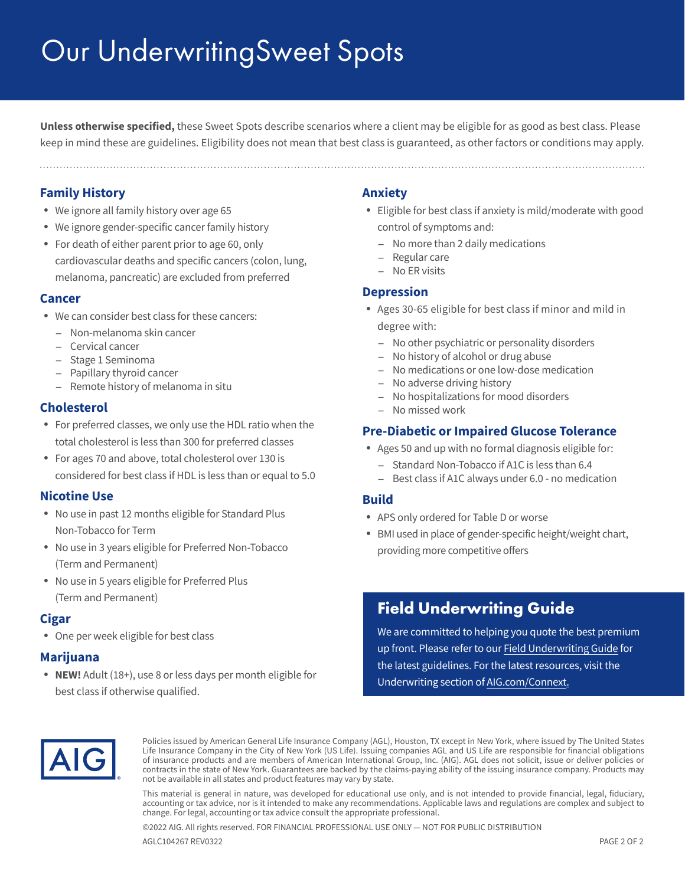# Our UnderwritingSweet Spots

**Unless otherwise specified,** these Sweet Spots describe scenarios where a client may be eligible for as good as best class. Please keep in mind these are guidelines. Eligibility does not mean that best class is guaranteed, as other factors or conditions may apply.

## Family History

- We ignore all family history over age 65
- We ignore gender-specific cancer family history
- For death of either parent prior to age 60, only cardiovascular deaths and specific cancers (colon, lung, melanoma, pancreatic) are excluded from preferred

## Cancer

- We can consider best class for these cancers:
  - Non-melanoma skin cancer
  - Cervical cancer
  - Stage 1 Seminoma
  - Papillary thyroid cancer
  - Remote history of melanoma in situ

## Cholesterol

- For preferred classes, we only use the HDL ratio when the total cholesterol is less than 300 for preferred classes
- For ages 70 and above, total cholesterol over 130 is considered for best class if HDL is less than or equal to 5.0

## Nicotine Use

- No use in past 12 months eligible for Standard Plus Non-Tobacco for Term
- No use in 3 years eligible for Preferred Non-Tobacco (Term and Permanent)
- No use in 5 years eligible for Preferred Plus (Term and Permanent)

## Cigar

- One per week eligible for best class

## Marijuana

- **NEW!** Adult (18+), use 8 or less days per month eligible for best class if otherwise qualified.

## Anxiety

- Eligible for best class if anxiety is mild/moderate with good control of symptoms and:
  - No more than 2 daily medications
  - Regular care
  - No ER visits

## Depression

- Ages 30-65 eligible for best class if minor and mild in degree with:
  - No other psychiatric or personality disorders
  - No history of alcohol or drug abuse
  - No medications or one low-dose medication
  - No adverse driving history
  - No hospitalizations for mood disorders
  - No missed work

## Pre-Diabetic or Impaired Glucose Tolerance

- Ages 50 and up with no formal diagnosis eligible for:
  - Standard Non-Tobacco if A1C is less than 6.4
  - Best class if A1C always under 6.0 - no medication

## Build

- APS only ordered for Table D or worse
- BMI used in place of gender-specific height/weight chart, providing more competitive offers

## Field Underwriting Guide

We are committed to helping you quote the best premium up front. Please refer to our Field Underwriting Guide for the latest guidelines. For the latest resources, visit the Underwriting section of AIG.com/Connext.

Policies issued by American General Life Insurance Company (AGL), Houston, TX except in New York, where issued by The United States Life Insurance Company in the City of New York (US Life). Issuing companies AGL and US Life are responsible for financial obligations of insurance products and are members of American International Group, Inc. (AIG). AGL does not solicit, issue or deliver policies or contracts in the state of New York. Guarantees are backed by the claims-paying ability of the issuing insurance company. Products may not be available in all states and product features may vary by state.

This material is general in nature, was developed for educational use only, and is not intended to provide financial, legal, fiduciary, accounting or tax advice, nor is it intended to make any recommendations. Applicable laws and regulations are complex and subject to change. For legal, accounting or tax advice consult the appropriate professional.

©2022 AIG. All rights reserved. FOR FINANCIAL PROFESSIONAL USE ONLY — NOT FOR PUBLIC DISTRIBUTION

AGLC104267 REV0322